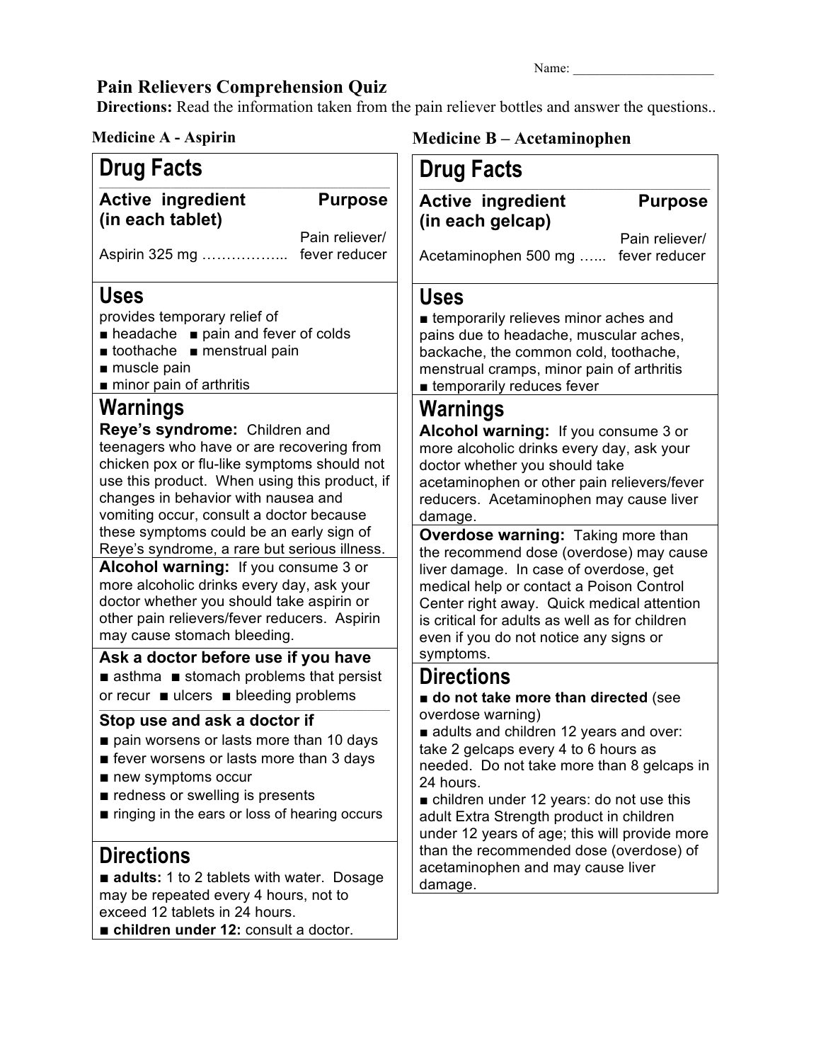Name: ____________________

# Pain Relievers Comprehension Quiz

**Directions:** Read the information taken from the pain reliever bottles and answer the questions..

## Medicine A - Aspirin

### Drug Facts

| Active ingredient (in each tablet) | Purpose |
|---|---|
| Aspirin 325 mg …………….. | Pain reliever/ fever reducer |

### Uses

provides temporary relief of
- headache
- pain and fever of colds
- toothache
- menstrual pain
- muscle pain
- minor pain of arthritis

### Warnings

**Reye's syndrome:** Children and teenagers who have or are recovering from chicken pox or flu-like symptoms should not use this product. When using this product, if changes in behavior with nausea and vomiting occur, consult a doctor because these symptoms could be an early sign of Reye's syndrome, a rare but serious illness.

**Alcohol warning:** If you consume 3 or more alcoholic drinks every day, ask your doctor whether you should take aspirin or other pain relievers/fever reducers. Aspirin may cause stomach bleeding.

**Ask a doctor before use if you have**
- asthma
- stomach problems that persist or recur
- ulcers
- bleeding problems

**Stop use and ask a doctor if**
- pain worsens or lasts more than 10 days
- fever worsens or lasts more than 3 days
- new symptoms occur
- redness or swelling is presents
- ringing in the ears or loss of hearing occurs

### Directions

- **adults:** 1 to 2 tablets with water. Dosage may be repeated every 4 hours, not to exceed 12 tablets in 24 hours.
- **children under 12:** consult a doctor.

## Medicine B – Acetaminophen

### Drug Facts

| Active ingredient (in each gelcap) | Purpose |
|---|---|
| Acetaminophen 500 mg …... | Pain reliever/ fever reducer |

### Uses

- temporarily relieves minor aches and pains due to headache, muscular aches, backache, the common cold, toothache, menstrual cramps, minor pain of arthritis
- temporarily reduces fever

### Warnings

**Alcohol warning:** If you consume 3 or more alcoholic drinks every day, ask your doctor whether you should take acetaminophen or other pain relievers/fever reducers. Acetaminophen may cause liver damage.

**Overdose warning:** Taking more than the recommend dose (overdose) may cause liver damage. In case of overdose, get medical help or contact a Poison Control Center right away. Quick medical attention is critical for adults as well as for children even if you do not notice any signs or symptoms.

### Directions

- **do not take more than directed** (see overdose warning)
- adults and children 12 years and over: take 2 gelcaps every 4 to 6 hours as needed. Do not take more than 8 gelcaps in 24 hours.
- children under 12 years: do not use this adult Extra Strength product in children under 12 years of age; this will provide more than the recommended dose (overdose) of acetaminophen and may cause liver damage.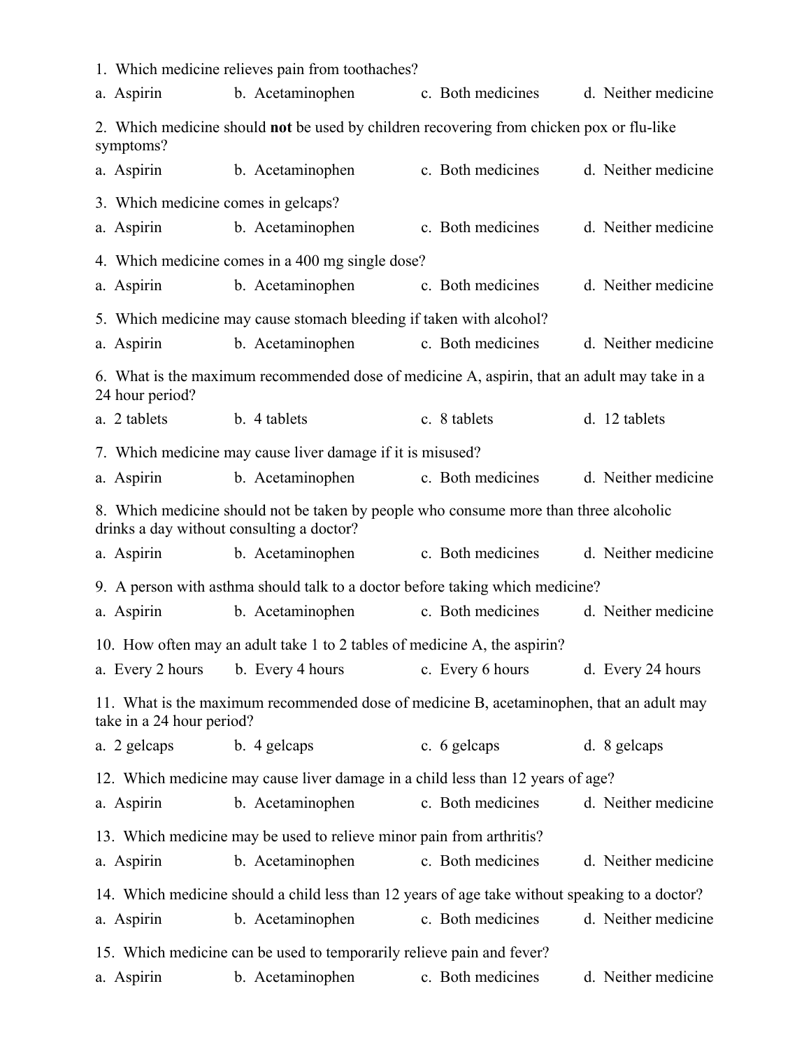1. Which medicine relieves pain from toothaches?

a. Aspirin b. Acetaminophen c. Both medicines d. Neither medicine

2. Which medicine should **not** be used by children recovering from chicken pox or flu-like symptoms?

a. Aspirin b. Acetaminophen c. Both medicines d. Neither medicine

3. Which medicine comes in gelcaps?

a. Aspirin b. Acetaminophen c. Both medicines d. Neither medicine

4. Which medicine comes in a 400 mg single dose?

a. Aspirin b. Acetaminophen c. Both medicines d. Neither medicine

5. Which medicine may cause stomach bleeding if taken with alcohol?

a. Aspirin b. Acetaminophen c. Both medicines d. Neither medicine

6. What is the maximum recommended dose of medicine A, aspirin, that an adult may take in a 24 hour period?

a. 2 tablets b. 4 tablets c. 8 tablets d. 12 tablets

7. Which medicine may cause liver damage if it is misused?

a. Aspirin b. Acetaminophen c. Both medicines d. Neither medicine

8. Which medicine should not be taken by people who consume more than three alcoholic drinks a day without consulting a doctor?

a. Aspirin b. Acetaminophen c. Both medicines d. Neither medicine

9. A person with asthma should talk to a doctor before taking which medicine?

a. Aspirin b. Acetaminophen c. Both medicines d. Neither medicine

10. How often may an adult take 1 to 2 tables of medicine A, the aspirin?

a. Every 2 hours b. Every 4 hours c. Every 6 hours d. Every 24 hours

11. What is the maximum recommended dose of medicine B, acetaminophen, that an adult may take in a 24 hour period?

a. 2 gelcaps b. 4 gelcaps c. 6 gelcaps d. 8 gelcaps

12. Which medicine may cause liver damage in a child less than 12 years of age?

a. Aspirin b. Acetaminophen c. Both medicines d. Neither medicine

13. Which medicine may be used to relieve minor pain from arthritis?

a. Aspirin b. Acetaminophen c. Both medicines d. Neither medicine

14. Which medicine should a child less than 12 years of age take without speaking to a doctor?

a. Aspirin b. Acetaminophen c. Both medicines d. Neither medicine

15. Which medicine can be used to temporarily relieve pain and fever?

a. Aspirin b. Acetaminophen c. Both medicines d. Neither medicine